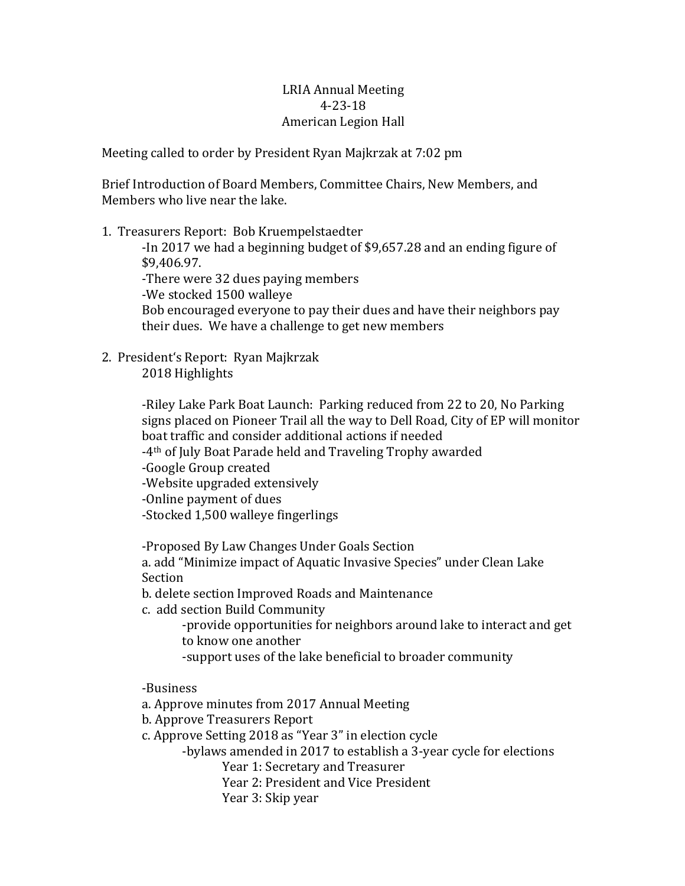# LRIA Annual Meeting
4-23-18
American Legion Hall

Meeting called to order by President Ryan Majkrzak at 7:02 pm

Brief Introduction of Board Members, Committee Chairs, New Members, and Members who live near the lake.

1. Treasurers Report: Bob Kruempelstaedter
   - In 2017 we had a beginning budget of $9,657.28 and an ending figure of $9,406.97.
   - There were 32 dues paying members
   - We stocked 1500 walleye

   Bob encouraged everyone to pay their dues and have their neighbors pay their dues. We have a challenge to get new members

2. President's Report: Ryan Majkrzak

   2018 Highlights

   - Riley Lake Park Boat Launch: Parking reduced from 22 to 20, No Parking signs placed on Pioneer Trail all the way to Dell Road, City of EP will monitor boat traffic and consider additional actions if needed
   - 4th of July Boat Parade held and Traveling Trophy awarded
   - Google Group created
   - Website upgraded extensively
   - Online payment of dues
   - Stocked 1,500 walleye fingerlings

   - Proposed By Law Changes Under Goals Section

   a. add "Minimize impact of Aquatic Invasive Species" under Clean Lake Section

   b. delete section Improved Roads and Maintenance

   c. add section Build Community
      - provide opportunities for neighbors around lake to interact and get to know one another
      - support uses of the lake beneficial to broader community

   - Business

   a. Approve minutes from 2017 Annual Meeting

   b. Approve Treasurers Report

   c. Approve Setting 2018 as "Year 3" in election cycle
      - bylaws amended in 2017 to establish a 3-year cycle for elections
         - Year 1: Secretary and Treasurer
         - Year 2: President and Vice President
         - Year 3: Skip year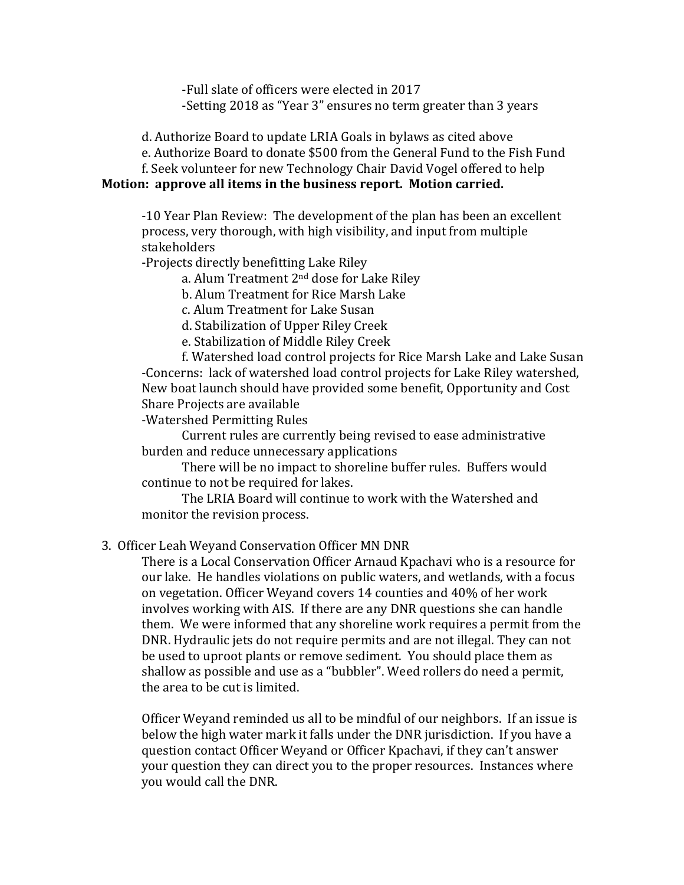-Full slate of officers were elected in 2017

-Setting 2018 as "Year 3" ensures no term greater than 3 years

d. Authorize Board to update LRIA Goals in bylaws as cited above

e. Authorize Board to donate $500 from the General Fund to the Fish Fund

f. Seek volunteer for new Technology Chair David Vogel offered to help

**Motion: approve all items in the business report. Motion carried.**

-10 Year Plan Review: The development of the plan has been an excellent process, very thorough, with high visibility, and input from multiple stakeholders

-Projects directly benefitting Lake Riley

a. Alum Treatment 2nd dose for Lake Riley

b. Alum Treatment for Rice Marsh Lake

c. Alum Treatment for Lake Susan

d. Stabilization of Upper Riley Creek

e. Stabilization of Middle Riley Creek

f. Watershed load control projects for Rice Marsh Lake and Lake Susan

-Concerns: lack of watershed load control projects for Lake Riley watershed, New boat launch should have provided some benefit, Opportunity and Cost Share Projects are available

-Watershed Permitting Rules

Current rules are currently being revised to ease administrative burden and reduce unnecessary applications

There will be no impact to shoreline buffer rules. Buffers would continue to not be required for lakes.

The LRIA Board will continue to work with the Watershed and monitor the revision process.

3. Officer Leah Weyand Conservation Officer MN DNR

There is a Local Conservation Officer Arnaud Kpachavi who is a resource for our lake. He handles violations on public waters, and wetlands, with a focus on vegetation. Officer Weyand covers 14 counties and 40% of her work involves working with AIS. If there are any DNR questions she can handle them. We were informed that any shoreline work requires a permit from the DNR. Hydraulic jets do not require permits and are not illegal. They can not be used to uproot plants or remove sediment. You should place them as shallow as possible and use as a "bubbler". Weed rollers do need a permit, the area to be cut is limited.

Officer Weyand reminded us all to be mindful of our neighbors. If an issue is below the high water mark it falls under the DNR jurisdiction. If you have a question contact Officer Weyand or Officer Kpachavi, if they can't answer your question they can direct you to the proper resources. Instances where you would call the DNR.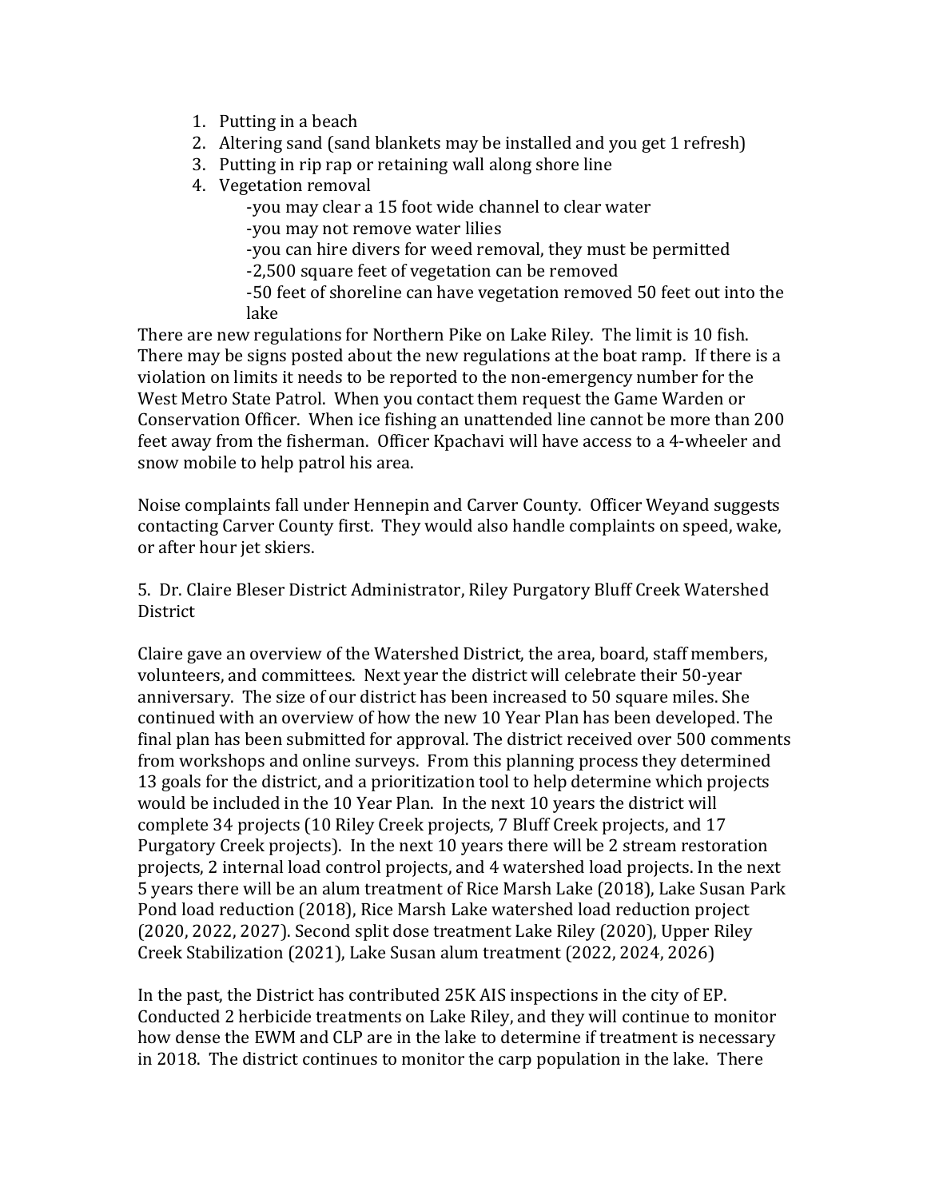1. Putting in a beach
2. Altering sand (sand blankets may be installed and you get 1 refresh)
3. Putting in rip rap or retaining wall along shore line
4. Vegetation removal
   - you may clear a 15 foot wide channel to clear water
   - you may not remove water lilies
   - you can hire divers for weed removal, they must be permitted
   - 2,500 square feet of vegetation can be removed
   - 50 feet of shoreline can have vegetation removed 50 feet out into the lake

There are new regulations for Northern Pike on Lake Riley. The limit is 10 fish. There may be signs posted about the new regulations at the boat ramp. If there is a violation on limits it needs to be reported to the non-emergency number for the West Metro State Patrol. When you contact them request the Game Warden or Conservation Officer. When ice fishing an unattended line cannot be more than 200 feet away from the fisherman. Officer Kpachavi will have access to a 4-wheeler and snow mobile to help patrol his area.

Noise complaints fall under Hennepin and Carver County. Officer Weyand suggests contacting Carver County first. They would also handle complaints on speed, wake, or after hour jet skiers.

5. Dr. Claire Bleser District Administrator, Riley Purgatory Bluff Creek Watershed District

Claire gave an overview of the Watershed District, the area, board, staff members, volunteers, and committees. Next year the district will celebrate their 50-year anniversary. The size of our district has been increased to 50 square miles. She continued with an overview of how the new 10 Year Plan has been developed. The final plan has been submitted for approval. The district received over 500 comments from workshops and online surveys. From this planning process they determined 13 goals for the district, and a prioritization tool to help determine which projects would be included in the 10 Year Plan. In the next 10 years the district will complete 34 projects (10 Riley Creek projects, 7 Bluff Creek projects, and 17 Purgatory Creek projects). In the next 10 years there will be 2 stream restoration projects, 2 internal load control projects, and 4 watershed load projects. In the next 5 years there will be an alum treatment of Rice Marsh Lake (2018), Lake Susan Park Pond load reduction (2018), Rice Marsh Lake watershed load reduction project (2020, 2022, 2027). Second split dose treatment Lake Riley (2020), Upper Riley Creek Stabilization (2021), Lake Susan alum treatment (2022, 2024, 2026)

In the past, the District has contributed 25K AIS inspections in the city of EP. Conducted 2 herbicide treatments on Lake Riley, and they will continue to monitor how dense the EWM and CLP are in the lake to determine if treatment is necessary in 2018. The district continues to monitor the carp population in the lake. There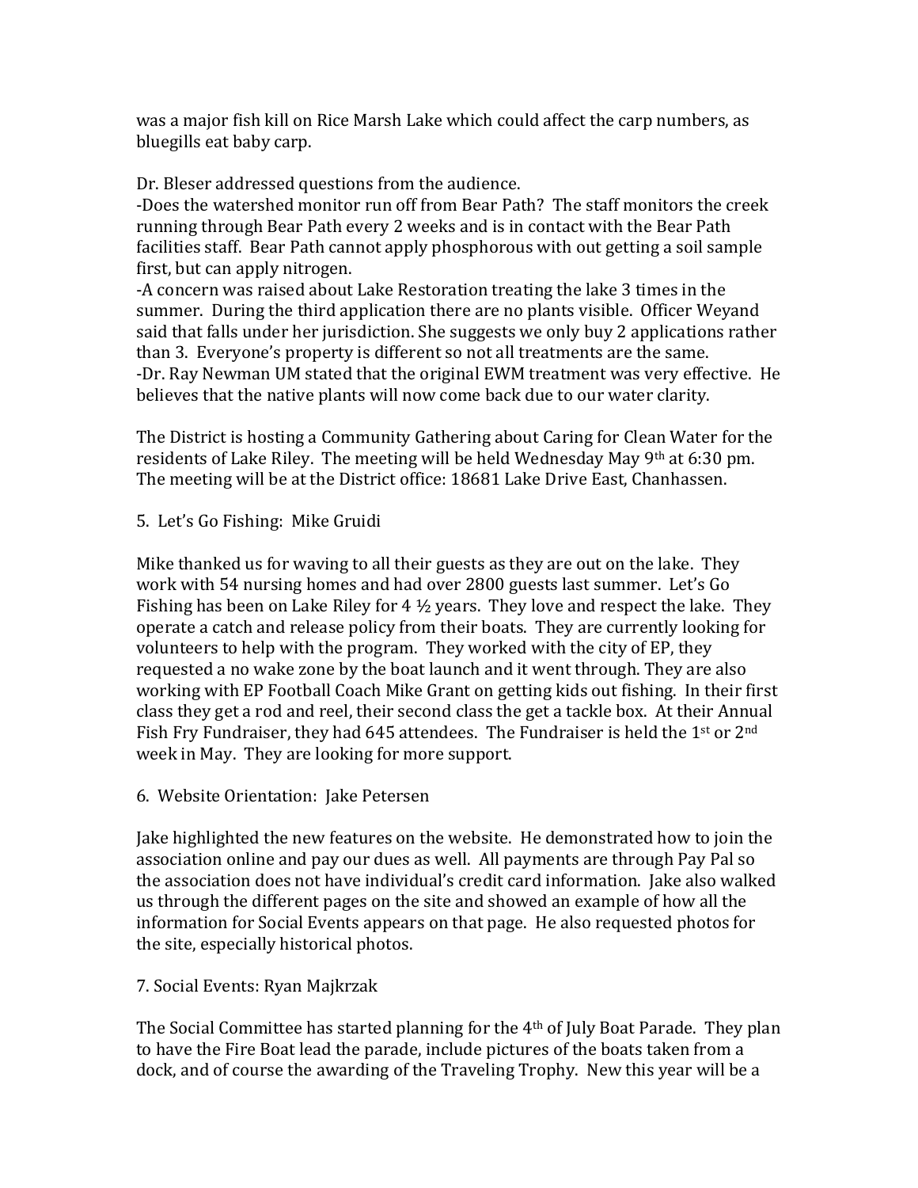was a major fish kill on Rice Marsh Lake which could affect the carp numbers, as bluegills eat baby carp.

Dr. Bleser addressed questions from the audience.

-Does the watershed monitor run off from Bear Path? The staff monitors the creek running through Bear Path every 2 weeks and is in contact with the Bear Path facilities staff. Bear Path cannot apply phosphorous with out getting a soil sample first, but can apply nitrogen.

-A concern was raised about Lake Restoration treating the lake 3 times in the summer. During the third application there are no plants visible. Officer Weyand said that falls under her jurisdiction. She suggests we only buy 2 applications rather than 3. Everyone's property is different so not all treatments are the same.

-Dr. Ray Newman UM stated that the original EWM treatment was very effective. He believes that the native plants will now come back due to our water clarity.

The District is hosting a Community Gathering about Caring for Clean Water for the residents of Lake Riley. The meeting will be held Wednesday May 9th at 6:30 pm. The meeting will be at the District office: 18681 Lake Drive East, Chanhassen.

5. Let's Go Fishing: Mike Gruidi

Mike thanked us for waving to all their guests as they are out on the lake. They work with 54 nursing homes and had over 2800 guests last summer. Let's Go Fishing has been on Lake Riley for 4 ½ years. They love and respect the lake. They operate a catch and release policy from their boats. They are currently looking for volunteers to help with the program. They worked with the city of EP, they requested a no wake zone by the boat launch and it went through. They are also working with EP Football Coach Mike Grant on getting kids out fishing. In their first class they get a rod and reel, their second class the get a tackle box. At their Annual Fish Fry Fundraiser, they had 645 attendees. The Fundraiser is held the 1st or 2nd week in May. They are looking for more support.

6. Website Orientation: Jake Petersen

Jake highlighted the new features on the website. He demonstrated how to join the association online and pay our dues as well. All payments are through Pay Pal so the association does not have individual's credit card information. Jake also walked us through the different pages on the site and showed an example of how all the information for Social Events appears on that page. He also requested photos for the site, especially historical photos.

7. Social Events: Ryan Majkrzak

The Social Committee has started planning for the 4th of July Boat Parade. They plan to have the Fire Boat lead the parade, include pictures of the boats taken from a dock, and of course the awarding of the Traveling Trophy. New this year will be a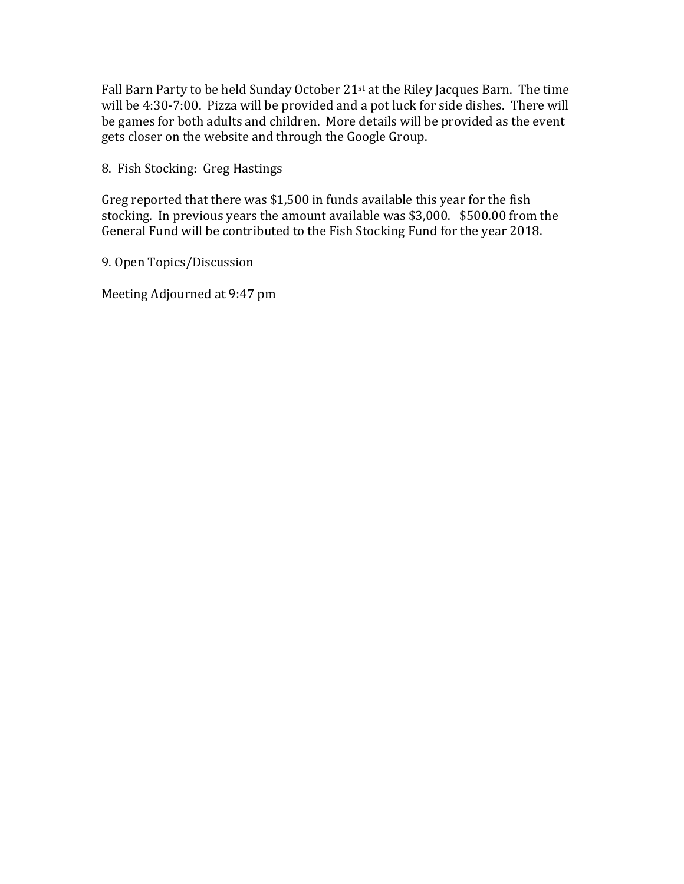Fall Barn Party to be held Sunday October 21st at the Riley Jacques Barn. The time will be 4:30-7:00. Pizza will be provided and a pot luck for side dishes. There will be games for both adults and children. More details will be provided as the event gets closer on the website and through the Google Group.

8. Fish Stocking: Greg Hastings

Greg reported that there was $1,500 in funds available this year for the fish stocking. In previous years the amount available was $3,000. $500.00 from the General Fund will be contributed to the Fish Stocking Fund for the year 2018.

9. Open Topics/Discussion

Meeting Adjourned at 9:47 pm